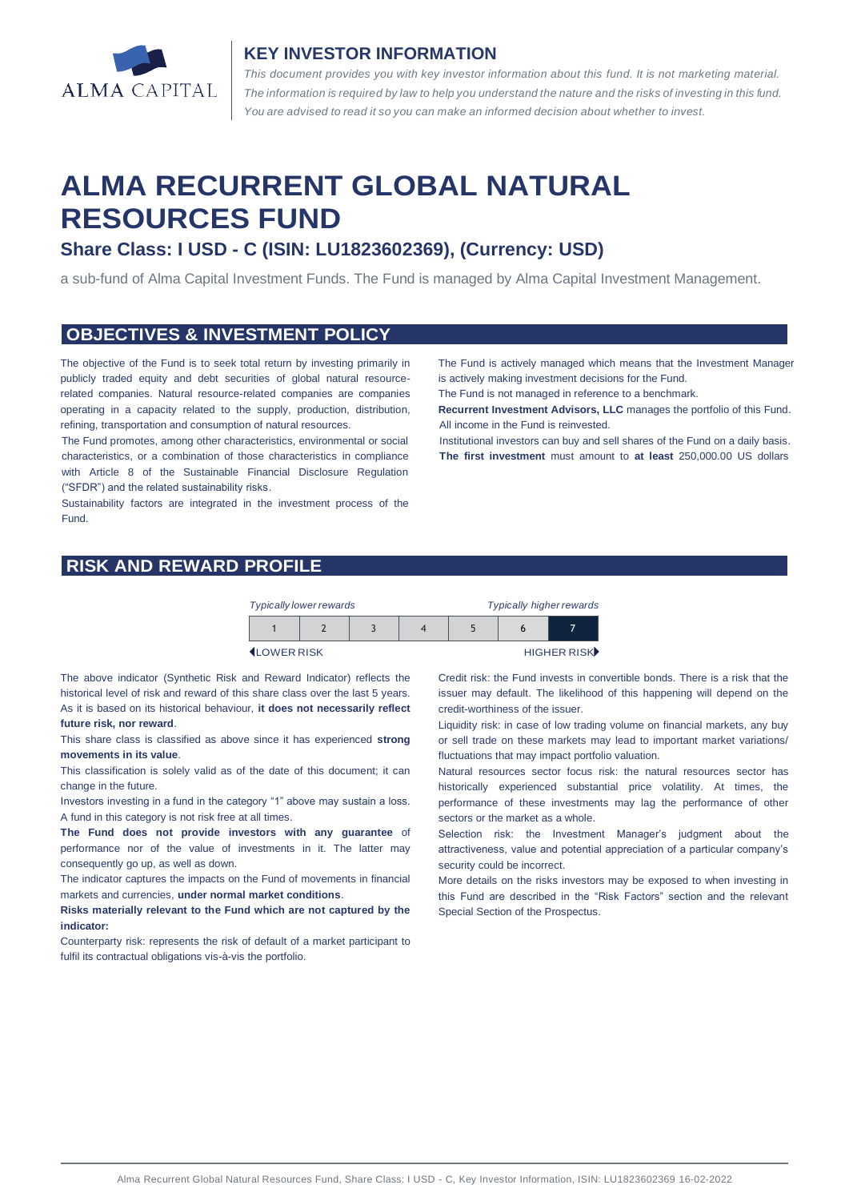## KEY INVESTOR INFORMATION

*This document provides you with key investor information about this fund. It is not marketing material. The information is required by law to help you understand the nature and the risks of investing in this fund. You are advised to read it so you can make an informed decision about whether to invest.*

# ALMA RECURRENT GLOBAL NATURAL RESOURCES FUND

### Share Class: I USD - C (ISIN: LU1823602369), (Currency: USD)

a sub-fund of Alma Capital Investment Funds. The Fund is managed by Alma Capital Investment Management.

## OBJECTIVES & INVESTMENT POLICY

The objective of the Fund is to seek total return by investing primarily in publicly traded equity and debt securities of global natural resource-related companies. Natural resource-related companies are companies operating in a capacity related to the supply, production, distribution, refining, transportation and consumption of natural resources.

The Fund promotes, among other characteristics, environmental or social characteristics, or a combination of those characteristics in compliance with Article 8 of the Sustainable Financial Disclosure Regulation ("SFDR") and the related sustainability risks.

Sustainability factors are integrated in the investment process of the Fund.

The Fund is actively managed which means that the Investment Manager is actively making investment decisions for the Fund.

The Fund is not managed in reference to a benchmark.

**Recurrent Investment Advisors, LLC** manages the portfolio of this Fund.

All income in the Fund is reinvested.

Institutional investors can buy and sell shares of the Fund on a daily basis.

**The first investment** must amount to **at least** 250,000.00 US dollars

## RISK AND REWARD PROFILE

| *Typically lower rewards* | | | | | | *Typically higher rewards* |
|---|---|---|---|---|---|---|
| 1 | 2 | 3 | 4 | 5 | 6 | **7** |
| LOWER RISK | | | | | | HIGHER RISK |

The above indicator (Synthetic Risk and Reward Indicator) reflects the historical level of risk and reward of this share class over the last 5 years. As it is based on its historical behaviour, **it does not necessarily reflect future risk, nor reward**.

This share class is classified as above since it has experienced **strong movements in its value**.

This classification is solely valid as of the date of this document; it can change in the future.

Investors investing in a fund in the category "1" above may sustain a loss. A fund in this category is not risk free at all times.

**The Fund does not provide investors with any guarantee** of performance nor of the value of investments in it. The latter may consequently go up, as well as down.

The indicator captures the impacts on the Fund of movements in financial markets and currencies, **under normal market conditions**.

**Risks materially relevant to the Fund which are not captured by the indicator:**

Counterparty risk: represents the risk of default of a market participant to fulfil its contractual obligations vis-à-vis the portfolio.

Credit risk: the Fund invests in convertible bonds. There is a risk that the issuer may default. The likelihood of this happening will depend on the credit-worthiness of the issuer.

Liquidity risk: in case of low trading volume on financial markets, any buy or sell trade on these markets may lead to important market variations/ fluctuations that may impact portfolio valuation.

Natural resources sector focus risk: the natural resources sector has historically experienced substantial price volatility. At times, the performance of these investments may lag the performance of other sectors or the market as a whole.

Selection risk: the Investment Manager's judgment about the attractiveness, value and potential appreciation of a particular company's security could be incorrect.

More details on the risks investors may be exposed to when investing in this Fund are described in the "Risk Factors" section and the relevant Special Section of the Prospectus.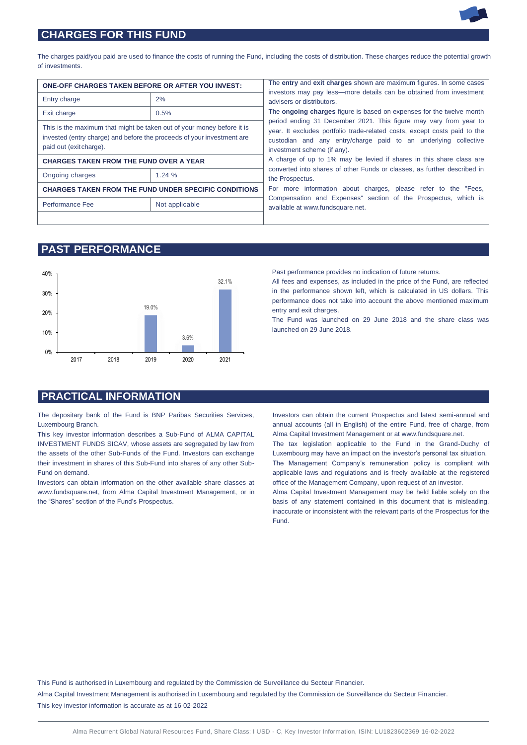## CHARGES FOR THIS FUND

The charges paid/you paid are used to finance the costs of running the Fund, including the costs of distribution. These charges reduce the potential growth of investments.

| ONE-OFF CHARGES TAKEN BEFORE OR AFTER YOU INVEST: | |
|---|---|
| Entry charge | 2% |
| Exit charge | 0.5% |
| This is the maximum that might be taken out of your money before it is invested (entry charge) and before the proceeds of your investment are paid out (exit charge). | |
| **CHARGES TAKEN FROM THE FUND OVER A YEAR** | |
| Ongoing charges | 1.24 % |
| **CHARGES TAKEN FROM THE FUND UNDER SPECIFIC CONDITIONS** | |
| Performance Fee | Not applicable |

The **entry** and **exit charges** shown are maximum figures. In some cases investors may pay less—more details can be obtained from investment advisers or distributors.

The **ongoing charges** figure is based on expenses for the twelve month period ending 31 December 2021. This figure may vary from year to year. It excludes portfolio trade-related costs, except costs paid to the custodian and any entry/charge paid to an underlying collective investment scheme (if any).

A charge of up to 1% may be levied if shares in this share class are converted into shares of other Funds or classes, as further described in the Prospectus.

For more information about charges, please refer to the "Fees, Compensation and Expenses" section of the Prospectus, which is available at www.fundsquare.net.

## PAST PERFORMANCE

40%
30%
20%
10%
0%

2017
2018
2019
2020
2021

19.0%
3.6%
32.1%

Past performance provides no indication of future returns.

All fees and expenses, as included in the price of the Fund, are reflected in the performance shown left, which is calculated in US dollars. This performance does not take into account the above mentioned maximum entry and exit charges.

The Fund was launched on 29 June 2018 and the share class was launched on 29 June 2018.

## PRACTICAL INFORMATION

The depositary bank of the Fund is BNP Paribas Securities Services, Luxembourg Branch.

This key investor information describes a Sub-Fund of ALMA CAPITAL INVESTMENT FUNDS SICAV, whose assets are segregated by law from the assets of the other Sub-Funds of the Fund. Investors can exchange their investment in shares of this Sub-Fund into shares of any other Sub-Fund on demand.

Investors can obtain information on the other available share classes at www.fundsquare.net, from Alma Capital Investment Management, or in the “Shares” section of the Fund’s Prospectus.

Investors can obtain the current Prospectus and latest semi-annual and annual accounts (all in English) of the entire Fund, free of charge, from Alma Capital Investment Management or at www.fundsquare.net.

The tax legislation applicable to the Fund in the Grand-Duchy of Luxembourg may have an impact on the investor’s personal tax situation.

The Management Company’s remuneration policy is compliant with applicable laws and regulations and is freely available at the registered office of the Management Company, upon request of an investor.

Alma Capital Investment Management may be held liable solely on the basis of any statement contained in this document that is misleading, inaccurate or inconsistent with the relevant parts of the Prospectus for the Fund.

This Fund is authorised in Luxembourg and regulated by the Commission de Surveillance du Secteur Financier.

Alma Capital Investment Management is authorised in Luxembourg and regulated by the Commission de Surveillance du Secteur Financier.

This key investor information is accurate as at 16-02-2022